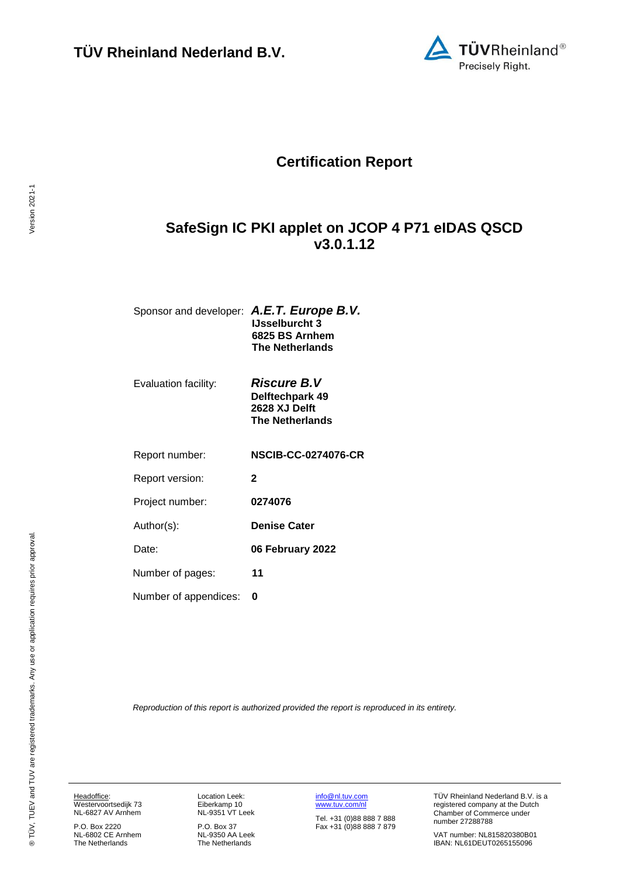**TÜV Rheinland Nederland B.V.**

# Certification Report

## SafeSign IC PKI applet on JCOP 4 P71 eIDAS QSCD v3.0.1.12

| | |
|---|---|
| Sponsor and developer: | ***A.E.T. Europe B.V.*** **IJsselburcht 3** **6825 BS Arnhem** **The Netherlands** |
| Evaluation facility: | ***Riscure B.V*** **Delftechpark 49** **2628 XJ Delft** **The Netherlands** |
| Report number: | **NSCIB-CC-0274076-CR** |
| Report version: | **2** |
| Project number: | **0274076** |
| Author(s): | **Denise Cater** |
| Date: | **06 February 2022** |
| Number of pages: | **11** |
| Number of appendices: | **0** |

*Reproduction of this report is authorized provided the report is reproduced in its entirety.*

Headoffice:
Westervoortsedijk 73
NL-6827 AV Arnhem

P.O. Box 2220
NL-6802 CE Arnhem
The Netherlands

Location Leek:
Eiberkamp 10
NL-9351 VT Leek

P.O. Box 37
NL-9350 AA Leek
The Netherlands

info@nl.tuv.com
www.tuv.com/nl

Tel. +31 (0)88 888 7 888
Fax +31 (0)88 888 7 879

TÜV Rheinland Nederland B.V. is a registered company at the Dutch Chamber of Commerce under number 27288788

VAT number: NL815820380B01
IBAN: NL61DEUT0265155096

® TÜV, TUEV and TUV are registered trademarks. Any use or application requires prior approval.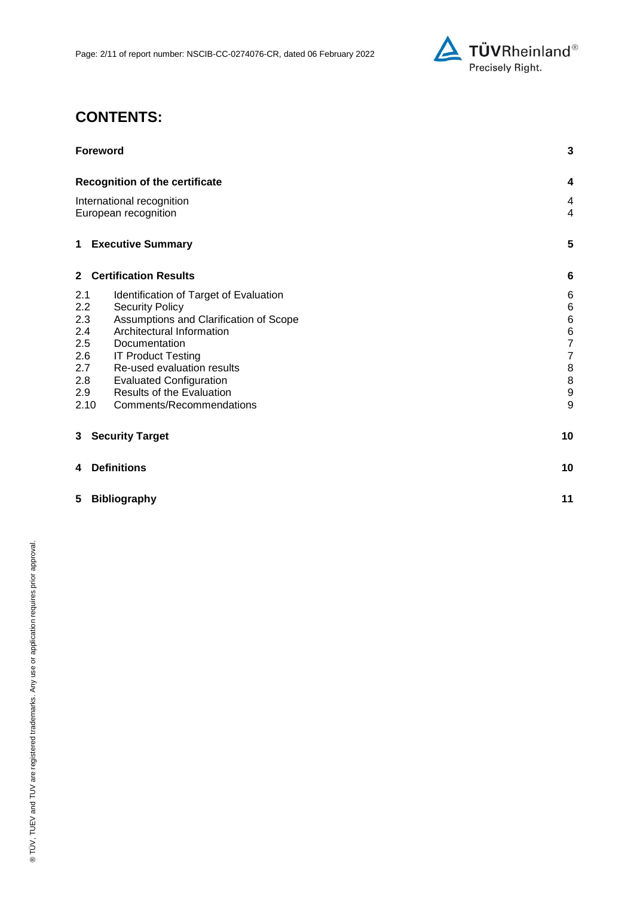# CONTENTS:

| | | |
|---|---|---|
| **Foreword** | | **3** |
| **Recognition of the certificate** | | **4** |
| International recognition | | 4 |
| European recognition | | 4 |
| **1** | **Executive Summary** | **5** |
| **2** | **Certification Results** | **6** |
| 2.1 | Identification of Target of Evaluation | 6 |
| 2.2 | Security Policy | 6 |
| 2.3 | Assumptions and Clarification of Scope | 6 |
| 2.4 | Architectural Information | 6 |
| 2.5 | Documentation | 7 |
| 2.6 | IT Product Testing | 7 |
| 2.7 | Re-used evaluation results | 8 |
| 2.8 | Evaluated Configuration | 8 |
| 2.9 | Results of the Evaluation | 9 |
| 2.10 | Comments/Recommendations | 9 |
| **3** | **Security Target** | **10** |
| **4** | **Definitions** | **10** |
| **5** | **Bibliography** | **11** |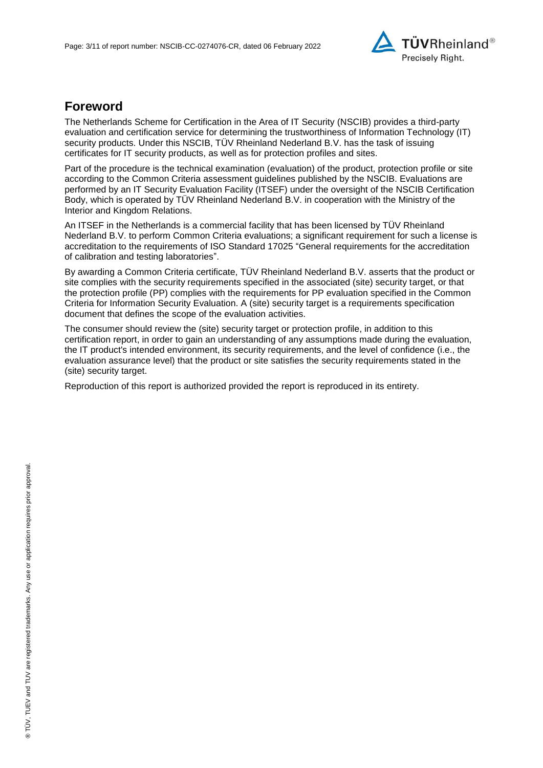## Foreword

The Netherlands Scheme for Certification in the Area of IT Security (NSCIB) provides a third-party evaluation and certification service for determining the trustworthiness of Information Technology (IT) security products. Under this NSCIB, TÜV Rheinland Nederland B.V. has the task of issuing certificates for IT security products, as well as for protection profiles and sites.

Part of the procedure is the technical examination (evaluation) of the product, protection profile or site according to the Common Criteria assessment guidelines published by the NSCIB. Evaluations are performed by an IT Security Evaluation Facility (ITSEF) under the oversight of the NSCIB Certification Body, which is operated by TÜV Rheinland Nederland B.V. in cooperation with the Ministry of the Interior and Kingdom Relations.

An ITSEF in the Netherlands is a commercial facility that has been licensed by TÜV Rheinland Nederland B.V. to perform Common Criteria evaluations; a significant requirement for such a license is accreditation to the requirements of ISO Standard 17025 "General requirements for the accreditation of calibration and testing laboratories".

By awarding a Common Criteria certificate, TÜV Rheinland Nederland B.V. asserts that the product or site complies with the security requirements specified in the associated (site) security target, or that the protection profile (PP) complies with the requirements for PP evaluation specified in the Common Criteria for Information Security Evaluation. A (site) security target is a requirements specification document that defines the scope of the evaluation activities.

The consumer should review the (site) security target or protection profile, in addition to this certification report, in order to gain an understanding of any assumptions made during the evaluation, the IT product's intended environment, its security requirements, and the level of confidence (i.e., the evaluation assurance level) that the product or site satisfies the security requirements stated in the (site) security target.

Reproduction of this report is authorized provided the report is reproduced in its entirety.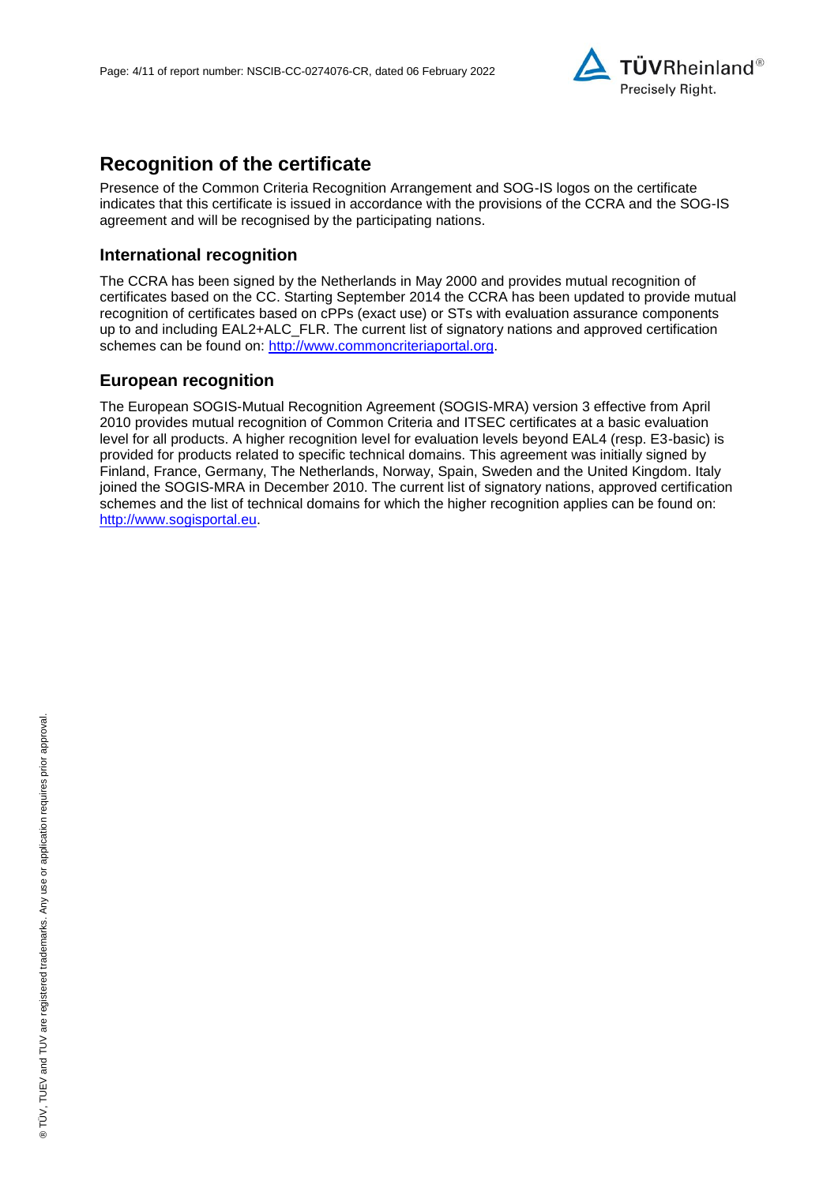## Recognition of the certificate

Presence of the Common Criteria Recognition Arrangement and SOG-IS logos on the certificate indicates that this certificate is issued in accordance with the provisions of the CCRA and the SOG-IS agreement and will be recognised by the participating nations.

### International recognition

The CCRA has been signed by the Netherlands in May 2000 and provides mutual recognition of certificates based on the CC. Starting September 2014 the CCRA has been updated to provide mutual recognition of certificates based on cPPs (exact use) or STs with evaluation assurance components up to and including EAL2+ALC_FLR. The current list of signatory nations and approved certification schemes can be found on: http://www.commoncriteriaportal.org.

### European recognition

The European SOGIS-Mutual Recognition Agreement (SOGIS-MRA) version 3 effective from April 2010 provides mutual recognition of Common Criteria and ITSEC certificates at a basic evaluation level for all products. A higher recognition level for evaluation levels beyond EAL4 (resp. E3-basic) is provided for products related to specific technical domains. This agreement was initially signed by Finland, France, Germany, The Netherlands, Norway, Spain, Sweden and the United Kingdom. Italy joined the SOGIS-MRA in December 2010. The current list of signatory nations, approved certification schemes and the list of technical domains for which the higher recognition applies can be found on: http://www.sogisportal.eu.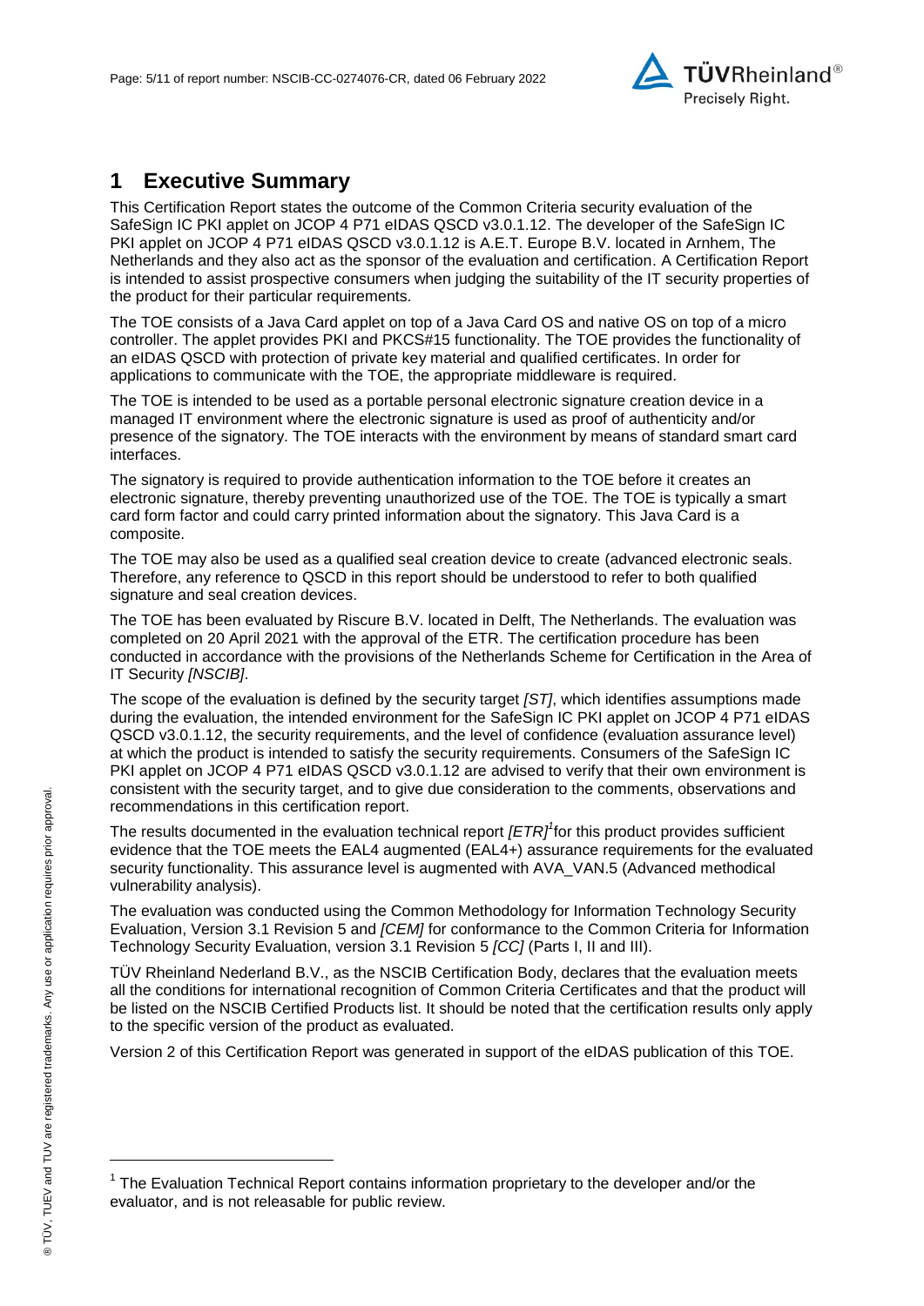# 1 Executive Summary

This Certification Report states the outcome of the Common Criteria security evaluation of the SafeSign IC PKI applet on JCOP 4 P71 eIDAS QSCD v3.0.1.12. The developer of the SafeSign IC PKI applet on JCOP 4 P71 eIDAS QSCD v3.0.1.12 is A.E.T. Europe B.V. located in Arnhem, The Netherlands and they also act as the sponsor of the evaluation and certification. A Certification Report is intended to assist prospective consumers when judging the suitability of the IT security properties of the product for their particular requirements.

The TOE consists of a Java Card applet on top of a Java Card OS and native OS on top of a micro controller. The applet provides PKI and PKCS#15 functionality. The TOE provides the functionality of an eIDAS QSCD with protection of private key material and qualified certificates. In order for applications to communicate with the TOE, the appropriate middleware is required.

The TOE is intended to be used as a portable personal electronic signature creation device in a managed IT environment where the electronic signature is used as proof of authenticity and/or presence of the signatory. The TOE interacts with the environment by means of standard smart card interfaces.

The signatory is required to provide authentication information to the TOE before it creates an electronic signature, thereby preventing unauthorized use of the TOE. The TOE is typically a smart card form factor and could carry printed information about the signatory. This Java Card is a composite.

The TOE may also be used as a qualified seal creation device to create (advanced electronic seals. Therefore, any reference to QSCD in this report should be understood to refer to both qualified signature and seal creation devices.

The TOE has been evaluated by Riscure B.V. located in Delft, The Netherlands. The evaluation was completed on 20 April 2021 with the approval of the ETR. The certification procedure has been conducted in accordance with the provisions of the Netherlands Scheme for Certification in the Area of IT Security *[NSCIB]*.

The scope of the evaluation is defined by the security target *[ST]*, which identifies assumptions made during the evaluation, the intended environment for the SafeSign IC PKI applet on JCOP 4 P71 eIDAS QSCD v3.0.1.12, the security requirements, and the level of confidence (evaluation assurance level) at which the product is intended to satisfy the security requirements. Consumers of the SafeSign IC PKI applet on JCOP 4 P71 eIDAS QSCD v3.0.1.12 are advised to verify that their own environment is consistent with the security target, and to give due consideration to the comments, observations and recommendations in this certification report.

The results documented in the evaluation technical report *[ETR]*[1] for this product provides sufficient evidence that the TOE meets the EAL4 augmented (EAL4+) assurance requirements for the evaluated security functionality. This assurance level is augmented with AVA_VAN.5 (Advanced methodical vulnerability analysis).

The evaluation was conducted using the Common Methodology for Information Technology Security Evaluation, Version 3.1 Revision 5 and *[CEM]* for conformance to the Common Criteria for Information Technology Security Evaluation, version 3.1 Revision 5 *[CC]* (Parts I, II and III).

TÜV Rheinland Nederland B.V., as the NSCIB Certification Body, declares that the evaluation meets all the conditions for international recognition of Common Criteria Certificates and that the product will be listed on the NSCIB Certified Products list. It should be noted that the certification results only apply to the specific version of the product as evaluated.

Version 2 of this Certification Report was generated in support of the eIDAS publication of this TOE.

---

[1] The Evaluation Technical Report contains information proprietary to the developer and/or the evaluator, and is not releasable for public review.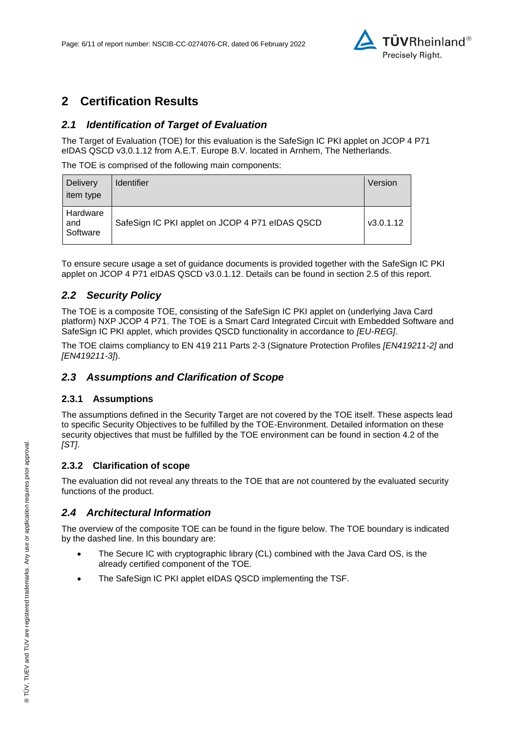# 2 Certification Results

## *2.1 Identification of Target of Evaluation*

The Target of Evaluation (TOE) for this evaluation is the SafeSign IC PKI applet on JCOP 4 P71 eIDAS QSCD v3.0.1.12 from A.E.T. Europe B.V. located in Arnhem, The Netherlands.

The TOE is comprised of the following main components:

| Delivery item type | Identifier | Version |
|---|---|---|
| Hardware and Software | SafeSign IC PKI applet on JCOP 4 P71 eIDAS QSCD | v3.0.1.12 |

To ensure secure usage a set of guidance documents is provided together with the SafeSign IC PKI applet on JCOP 4 P71 eIDAS QSCD v3.0.1.12. Details can be found in section 2.5 of this report.

## *2.2 Security Policy*

The TOE is a composite TOE, consisting of the SafeSign IC PKI applet on (underlying Java Card platform) NXP JCOP 4 P71. The TOE is a Smart Card Integrated Circuit with Embedded Software and SafeSign IC PKI applet, which provides QSCD functionality in accordance to *[EU-REG]*.

The TOE claims compliancy to EN 419 211 Parts 2-3 (Signature Protection Profiles *[EN419211-2]* and *[EN419211-3]*).

## *2.3 Assumptions and Clarification of Scope*

### 2.3.1 Assumptions

The assumptions defined in the Security Target are not covered by the TOE itself. These aspects lead to specific Security Objectives to be fulfilled by the TOE-Environment. Detailed information on these security objectives that must be fulfilled by the TOE environment can be found in section 4.2 of the *[ST]*.

### 2.3.2 Clarification of scope

The evaluation did not reveal any threats to the TOE that are not countered by the evaluated security functions of the product.

## *2.4 Architectural Information*

The overview of the composite TOE can be found in the figure below. The TOE boundary is indicated by the dashed line. In this boundary are:

- The Secure IC with cryptographic library (CL) combined with the Java Card OS, is the already certified component of the TOE.
- The SafeSign IC PKI applet eIDAS QSCD implementing the TSF.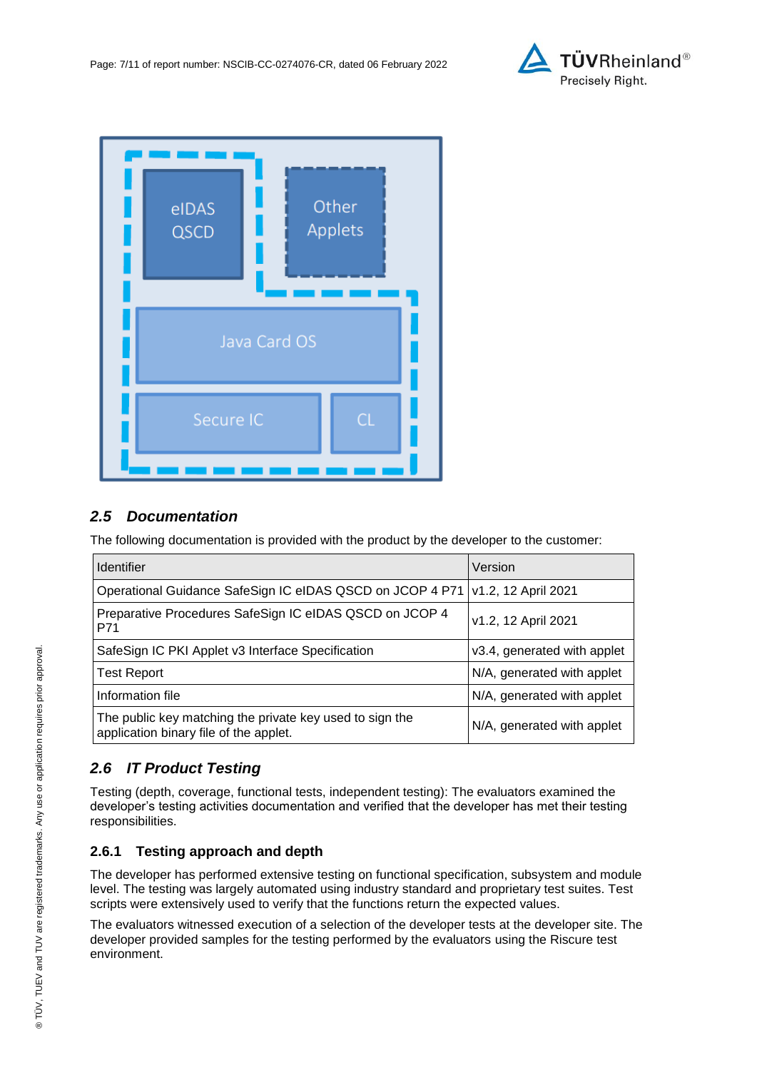## 2.5 Documentation

The following documentation is provided with the product by the developer to the customer:

| Identifier | Version |
|---|---|
| Operational Guidance SafeSign IC eIDAS QSCD on JCOP 4 P71 | v1.2, 12 April 2021 |
| Preparative Procedures SafeSign IC eIDAS QSCD on JCOP 4 P71 | v1.2, 12 April 2021 |
| SafeSign IC PKI Applet v3 Interface Specification | v3.4, generated with applet |
| Test Report | N/A, generated with applet |
| Information file | N/A, generated with applet |
| The public key matching the private key used to sign the application binary file of the applet. | N/A, generated with applet |

## 2.6 IT Product Testing

Testing (depth, coverage, functional tests, independent testing): The evaluators examined the developer's testing activities documentation and verified that the developer has met their testing responsibilities.

### 2.6.1 Testing approach and depth

The developer has performed extensive testing on functional specification, subsystem and module level. The testing was largely automated using industry standard and proprietary test suites. Test scripts were extensively used to verify that the functions return the expected values.

The evaluators witnessed execution of a selection of the developer tests at the developer site. The developer provided samples for the testing performed by the evaluators using the Riscure test environment.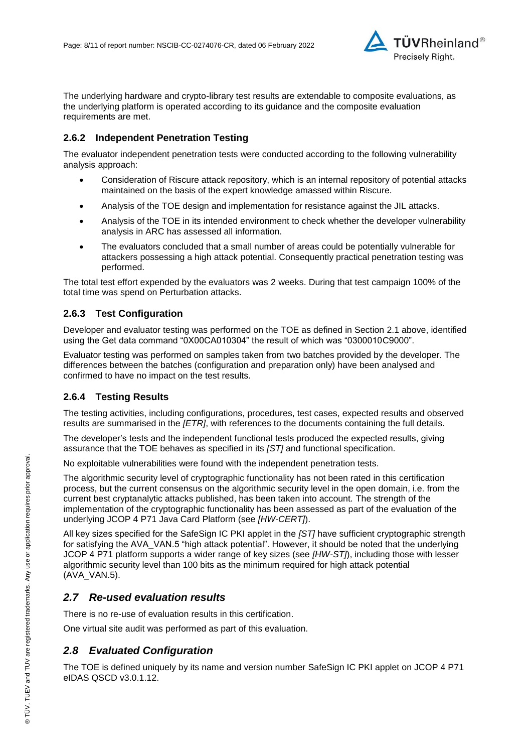The underlying hardware and crypto-library test results are extendable to composite evaluations, as the underlying platform is operated according to its guidance and the composite evaluation requirements are met.

### 2.6.2 Independent Penetration Testing

The evaluator independent penetration tests were conducted according to the following vulnerability analysis approach:

- Consideration of Riscure attack repository, which is an internal repository of potential attacks maintained on the basis of the expert knowledge amassed within Riscure.
- Analysis of the TOE design and implementation for resistance against the JIL attacks.
- Analysis of the TOE in its intended environment to check whether the developer vulnerability analysis in ARC has assessed all information.
- The evaluators concluded that a small number of areas could be potentially vulnerable for attackers possessing a high attack potential. Consequently practical penetration testing was performed.

The total test effort expended by the evaluators was 2 weeks. During that test campaign 100% of the total time was spend on Perturbation attacks.

### 2.6.3 Test Configuration

Developer and evaluator testing was performed on the TOE as defined in Section 2.1 above, identified using the Get data command "0X00CA010304" the result of which was "0300010C9000".

Evaluator testing was performed on samples taken from two batches provided by the developer. The differences between the batches (configuration and preparation only) have been analysed and confirmed to have no impact on the test results.

### 2.6.4 Testing Results

The testing activities, including configurations, procedures, test cases, expected results and observed results are summarised in the *[ETR]*, with references to the documents containing the full details.

The developer's tests and the independent functional tests produced the expected results, giving assurance that the TOE behaves as specified in its *[ST]* and functional specification.

No exploitable vulnerabilities were found with the independent penetration tests.

The algorithmic security level of cryptographic functionality has not been rated in this certification process, but the current consensus on the algorithmic security level in the open domain, i.e. from the current best cryptanalytic attacks published, has been taken into account. The strength of the implementation of the cryptographic functionality has been assessed as part of the evaluation of the underlying JCOP 4 P71 Java Card Platform (see *[HW-CERT]*).

All key sizes specified for the SafeSign IC PKI applet in the *[ST]* have sufficient cryptographic strength for satisfying the AVA_VAN.5 "high attack potential". However, it should be noted that the underlying JCOP 4 P71 platform supports a wider range of key sizes (see *[HW-ST]*), including those with lesser algorithmic security level than 100 bits as the minimum required for high attack potential (AVA_VAN.5).

## *2.7 Re-used evaluation results*

There is no re-use of evaluation results in this certification.

One virtual site audit was performed as part of this evaluation.

## *2.8 Evaluated Configuration*

The TOE is defined uniquely by its name and version number SafeSign IC PKI applet on JCOP 4 P71 eIDAS QSCD v3.0.1.12.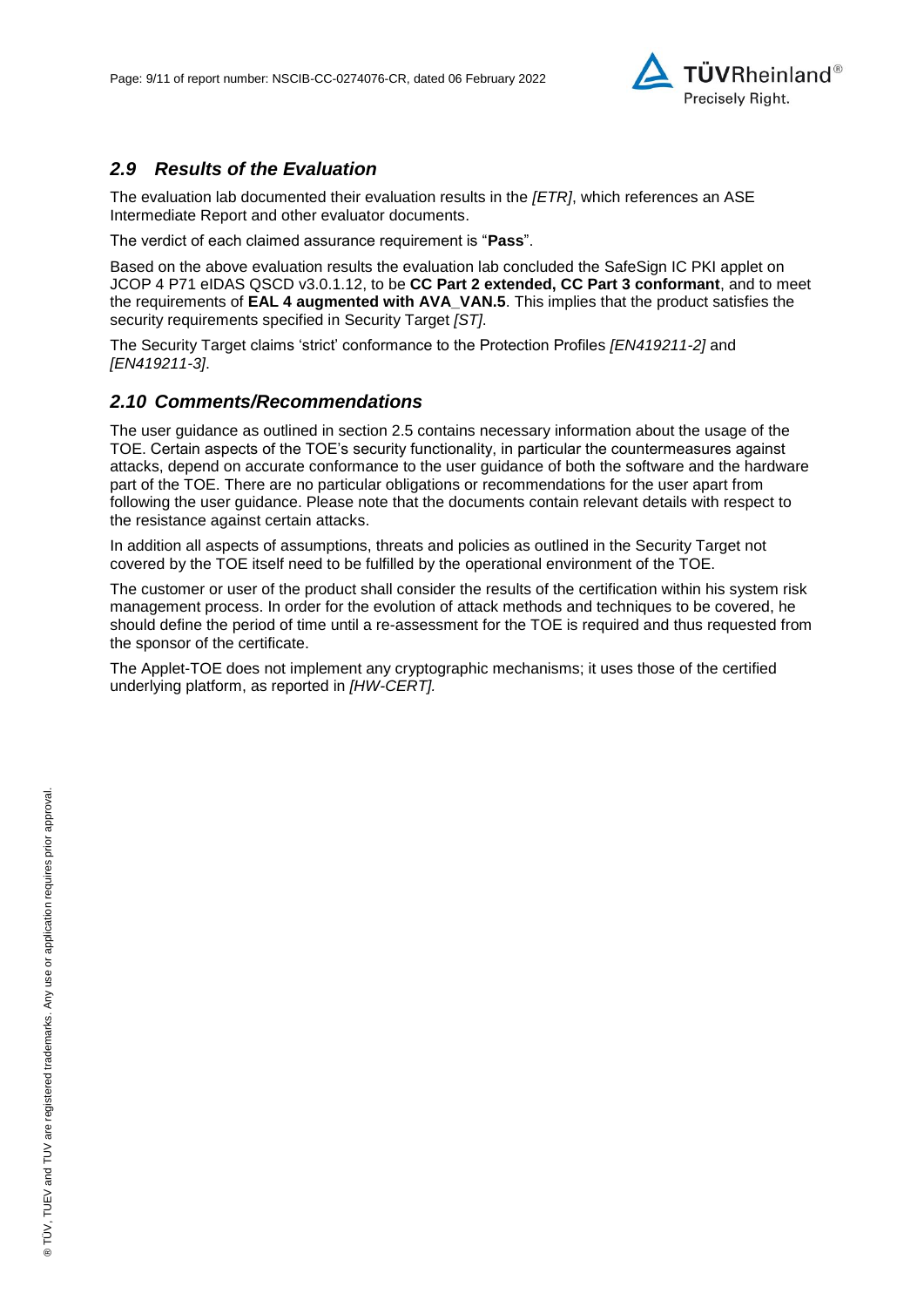## *2.9 Results of the Evaluation*

The evaluation lab documented their evaluation results in the *[ETR]*, which references an ASE Intermediate Report and other evaluator documents.

The verdict of each claimed assurance requirement is "**Pass**".

Based on the above evaluation results the evaluation lab concluded the SafeSign IC PKI applet on JCOP 4 P71 eIDAS QSCD v3.0.1.12, to be **CC Part 2 extended, CC Part 3 conformant**, and to meet the requirements of **EAL 4 augmented with AVA_VAN.5**. This implies that the product satisfies the security requirements specified in Security Target *[ST]*.

The Security Target claims 'strict' conformance to the Protection Profiles *[EN419211-2]* and *[EN419211-3]*.

## *2.10 Comments/Recommendations*

The user guidance as outlined in section 2.5 contains necessary information about the usage of the TOE. Certain aspects of the TOE's security functionality, in particular the countermeasures against attacks, depend on accurate conformance to the user guidance of both the software and the hardware part of the TOE. There are no particular obligations or recommendations for the user apart from following the user guidance. Please note that the documents contain relevant details with respect to the resistance against certain attacks.

In addition all aspects of assumptions, threats and policies as outlined in the Security Target not covered by the TOE itself need to be fulfilled by the operational environment of the TOE.

The customer or user of the product shall consider the results of the certification within his system risk management process. In order for the evolution of attack methods and techniques to be covered, he should define the period of time until a re-assessment for the TOE is required and thus requested from the sponsor of the certificate.

The Applet-TOE does not implement any cryptographic mechanisms; it uses those of the certified underlying platform, as reported in *[HW-CERT].*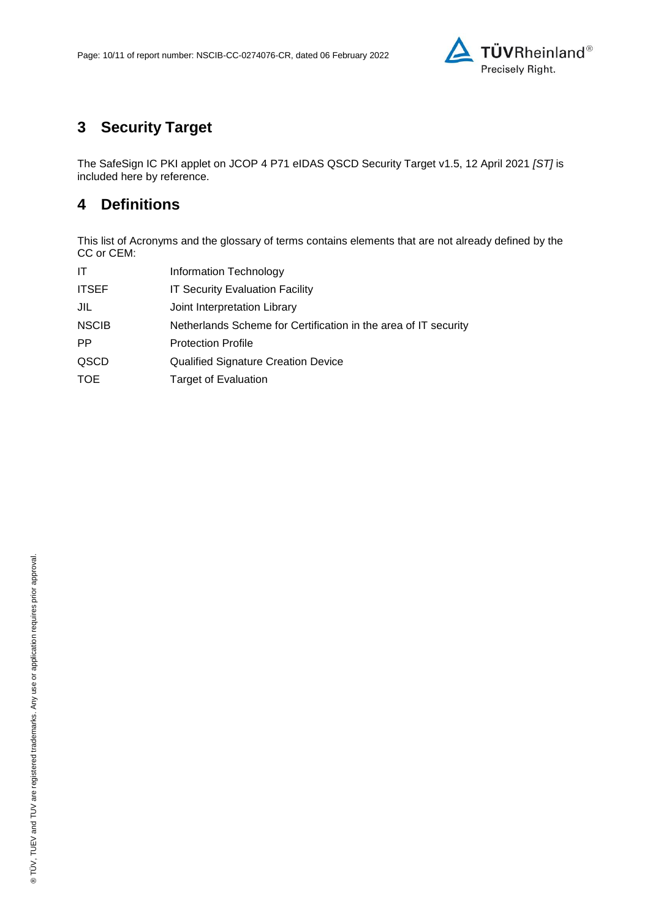## 3 Security Target

The SafeSign IC PKI applet on JCOP 4 P71 eIDAS QSCD Security Target v1.5, 12 April 2021 *[ST]* is included here by reference.

## 4 Definitions

This list of Acronyms and the glossary of terms contains elements that are not already defined by the CC or CEM:

| | |
|---|---|
| IT | Information Technology |
| ITSEF | IT Security Evaluation Facility |
| JIL | Joint Interpretation Library |
| NSCIB | Netherlands Scheme for Certification in the area of IT security |
| PP | Protection Profile |
| QSCD | Qualified Signature Creation Device |
| TOE | Target of Evaluation |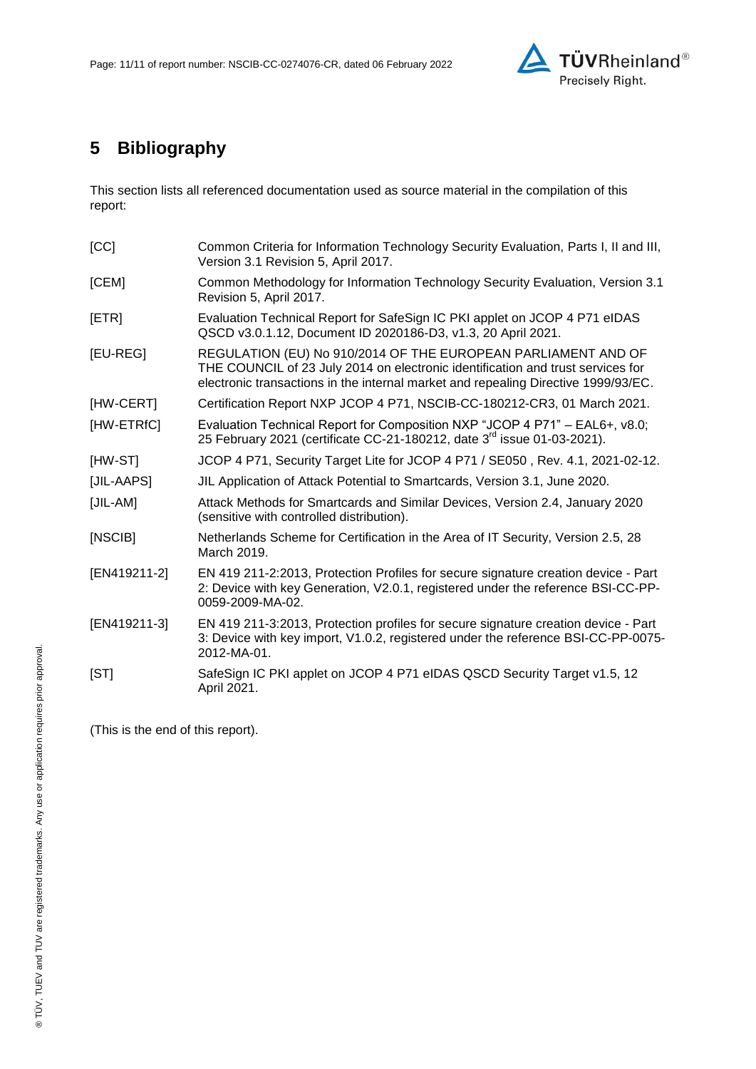# 5 Bibliography

This section lists all referenced documentation used as source material in the compilation of this report:

| | |
|---|---|
| [CC] | Common Criteria for Information Technology Security Evaluation, Parts I, II and III, Version 3.1 Revision 5, April 2017. |
| [CEM] | Common Methodology for Information Technology Security Evaluation, Version 3.1 Revision 5, April 2017. |
| [ETR] | Evaluation Technical Report for SafeSign IC PKI applet on JCOP 4 P71 eIDAS QSCD v3.0.1.12, Document ID 2020186-D3, v1.3, 20 April 2021. |
| [EU-REG] | REGULATION (EU) No 910/2014 OF THE EUROPEAN PARLIAMENT AND OF THE COUNCIL of 23 July 2014 on electronic identification and trust services for electronic transactions in the internal market and repealing Directive 1999/93/EC. |
| [HW-CERT] | Certification Report NXP JCOP 4 P71, NSCIB-CC-180212-CR3, 01 March 2021. |
| [HW-ETRfC] | Evaluation Technical Report for Composition NXP "JCOP 4 P71" – EAL6+, v8.0; 25 February 2021 (certificate CC-21-180212, date 3rd issue 01-03-2021). |
| [HW-ST] | JCOP 4 P71, Security Target Lite for JCOP 4 P71 / SE050 , Rev. 4.1, 2021-02-12. |
| [JIL-AAPS] | JIL Application of Attack Potential to Smartcards, Version 3.1, June 2020. |
| [JIL-AM] | Attack Methods for Smartcards and Similar Devices, Version 2.4, January 2020 (sensitive with controlled distribution). |
| [NSCIB] | Netherlands Scheme for Certification in the Area of IT Security, Version 2.5, 28 March 2019. |
| [EN419211-2] | EN 419 211-2:2013, Protection Profiles for secure signature creation device - Part 2: Device with key Generation, V2.0.1, registered under the reference BSI-CC-PP-0059-2009-MA-02. |
| [EN419211-3] | EN 419 211-3:2013, Protection profiles for secure signature creation device - Part 3: Device with key import, V1.0.2, registered under the reference BSI-CC-PP-0075-2012-MA-01. |
| [ST] | SafeSign IC PKI applet on JCOP 4 P71 eIDAS QSCD Security Target v1.5, 12 April 2021. |

(This is the end of this report).